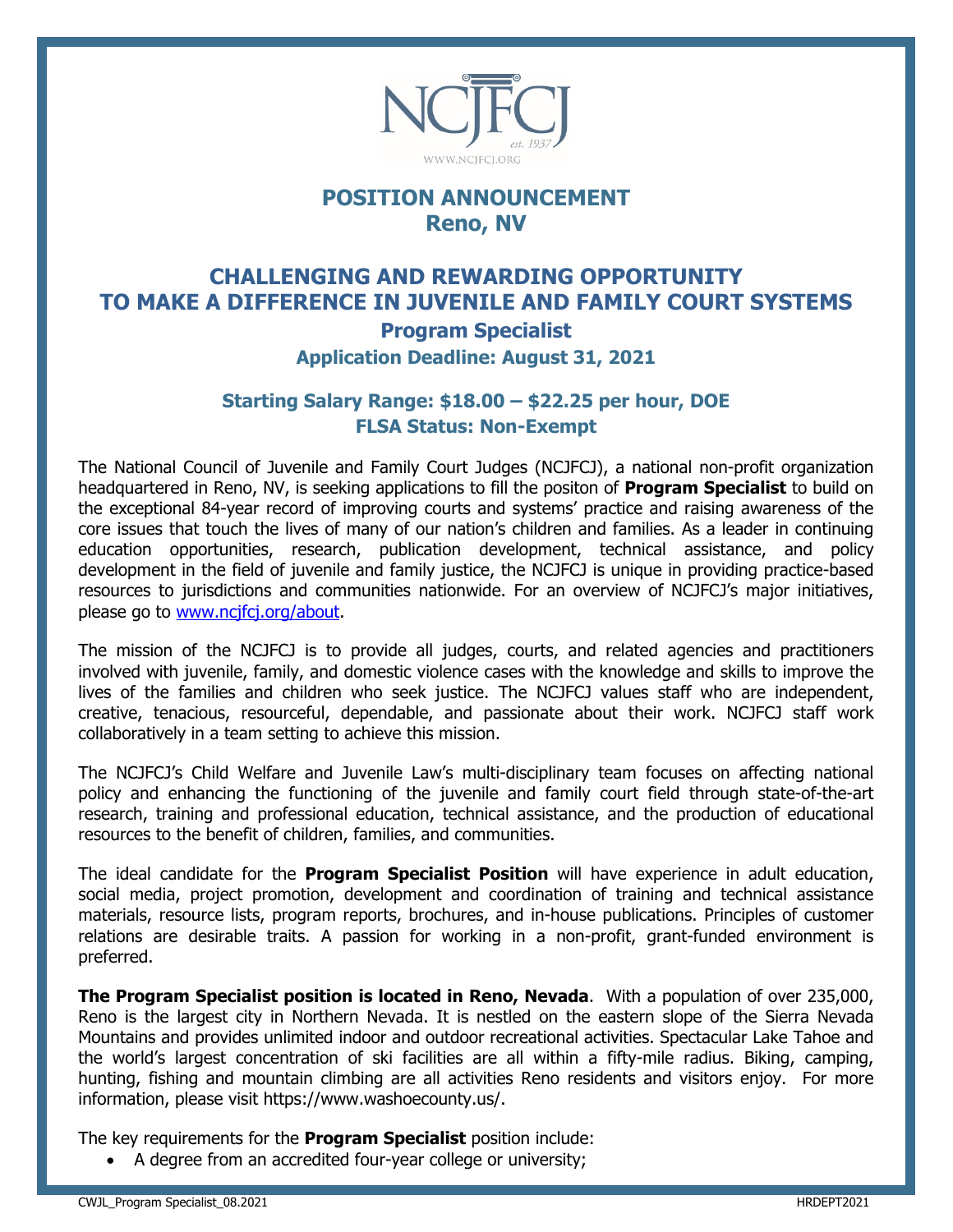# POSITION ANNOUNCEMENT
## Reno, NV

## CHALLENGING AND REWARDING OPPORTUNITY TO MAKE A DIFFERENCE IN JUVENILE AND FAMILY COURT SYSTEMS

### Program Specialist

**Application Deadline: August 31, 2021**

**Starting Salary Range: $18.00 – $22.25 per hour, DOE**
**FLSA Status: Non-Exempt**

The National Council of Juvenile and Family Court Judges (NCJFCJ), a national non-profit organization headquartered in Reno, NV, is seeking applications to fill the positon of **Program Specialist** to build on the exceptional 84-year record of improving courts and systems' practice and raising awareness of the core issues that touch the lives of many of our nation's children and families. As a leader in continuing education opportunities, research, publication development, technical assistance, and policy development in the field of juvenile and family justice, the NCJFCJ is unique in providing practice-based resources to jurisdictions and communities nationwide. For an overview of NCJFCJ's major initiatives, please go to [www.ncjfcj.org/about](www.ncjfcj.org/about).

The mission of the NCJFCJ is to provide all judges, courts, and related agencies and practitioners involved with juvenile, family, and domestic violence cases with the knowledge and skills to improve the lives of the families and children who seek justice. The NCJFCJ values staff who are independent, creative, tenacious, resourceful, dependable, and passionate about their work. NCJFCJ staff work collaboratively in a team setting to achieve this mission.

The NCJFCJ's Child Welfare and Juvenile Law's multi-disciplinary team focuses on affecting national policy and enhancing the functioning of the juvenile and family court field through state-of-the-art research, training and professional education, technical assistance, and the production of educational resources to the benefit of children, families, and communities.

The ideal candidate for the **Program Specialist Position** will have experience in adult education, social media, project promotion, development and coordination of training and technical assistance materials, resource lists, program reports, brochures, and in-house publications. Principles of customer relations are desirable traits. A passion for working in a non-profit, grant-funded environment is preferred.

**The Program Specialist position is located in Reno, Nevada**. With a population of over 235,000, Reno is the largest city in Northern Nevada. It is nestled on the eastern slope of the Sierra Nevada Mountains and provides unlimited indoor and outdoor recreational activities. Spectacular Lake Tahoe and the world's largest concentration of ski facilities are all within a fifty-mile radius. Biking, camping, hunting, fishing and mountain climbing are all activities Reno residents and visitors enjoy. For more information, please visit https://www.washoecounty.us/.

The key requirements for the **Program Specialist** position include:

- A degree from an accredited four-year college or university;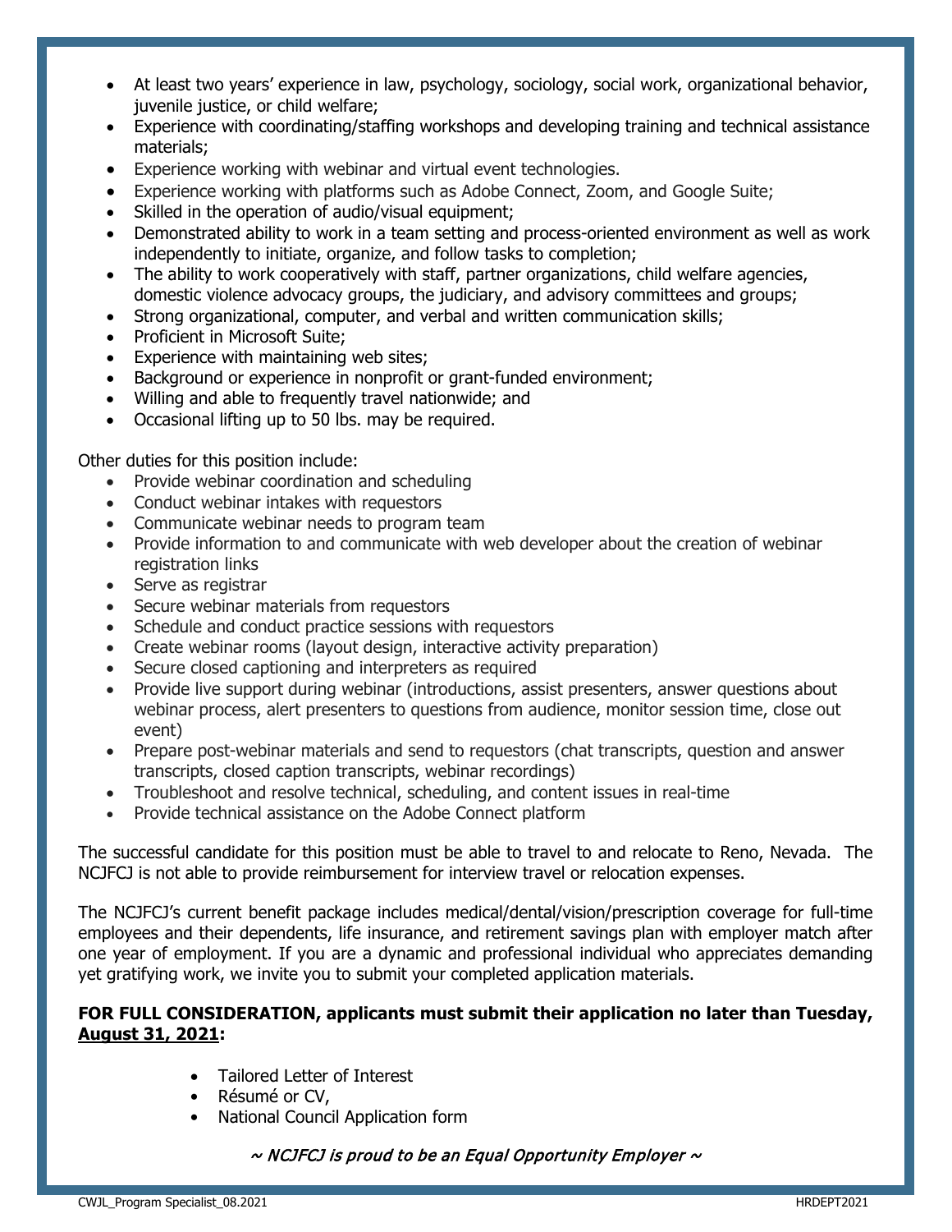- At least two years' experience in law, psychology, sociology, social work, organizational behavior, juvenile justice, or child welfare;
- Experience with coordinating/staffing workshops and developing training and technical assistance materials;
- Experience working with webinar and virtual event technologies.
- Experience working with platforms such as Adobe Connect, Zoom, and Google Suite;
- Skilled in the operation of audio/visual equipment;
- Demonstrated ability to work in a team setting and process-oriented environment as well as work independently to initiate, organize, and follow tasks to completion;
- The ability to work cooperatively with staff, partner organizations, child welfare agencies, domestic violence advocacy groups, the judiciary, and advisory committees and groups;
- Strong organizational, computer, and verbal and written communication skills;
- Proficient in Microsoft Suite;
- Experience with maintaining web sites;
- Background or experience in nonprofit or grant-funded environment;
- Willing and able to frequently travel nationwide; and
- Occasional lifting up to 50 lbs. may be required.

Other duties for this position include:

- Provide webinar coordination and scheduling
- Conduct webinar intakes with requestors
- Communicate webinar needs to program team
- Provide information to and communicate with web developer about the creation of webinar registration links
- Serve as registrar
- Secure webinar materials from requestors
- Schedule and conduct practice sessions with requestors
- Create webinar rooms (layout design, interactive activity preparation)
- Secure closed captioning and interpreters as required
- Provide live support during webinar (introductions, assist presenters, answer questions about webinar process, alert presenters to questions from audience, monitor session time, close out event)
- Prepare post-webinar materials and send to requestors (chat transcripts, question and answer transcripts, closed caption transcripts, webinar recordings)
- Troubleshoot and resolve technical, scheduling, and content issues in real-time
- Provide technical assistance on the Adobe Connect platform

The successful candidate for this position must be able to travel to and relocate to Reno, Nevada. The NCJFCJ is not able to provide reimbursement for interview travel or relocation expenses.

The NCJFCJ's current benefit package includes medical/dental/vision/prescription coverage for full-time employees and their dependents, life insurance, and retirement savings plan with employer match after one year of employment. If you are a dynamic and professional individual who appreciates demanding yet gratifying work, we invite you to submit your completed application materials.

**FOR FULL CONSIDERATION, applicants must submit their application no later than Tuesday, August 31, 2021:**

- Tailored Letter of Interest
- Résumé or CV,
- National Council Application form

*~ NCJFCJ is proud to be an Equal Opportunity Employer ~*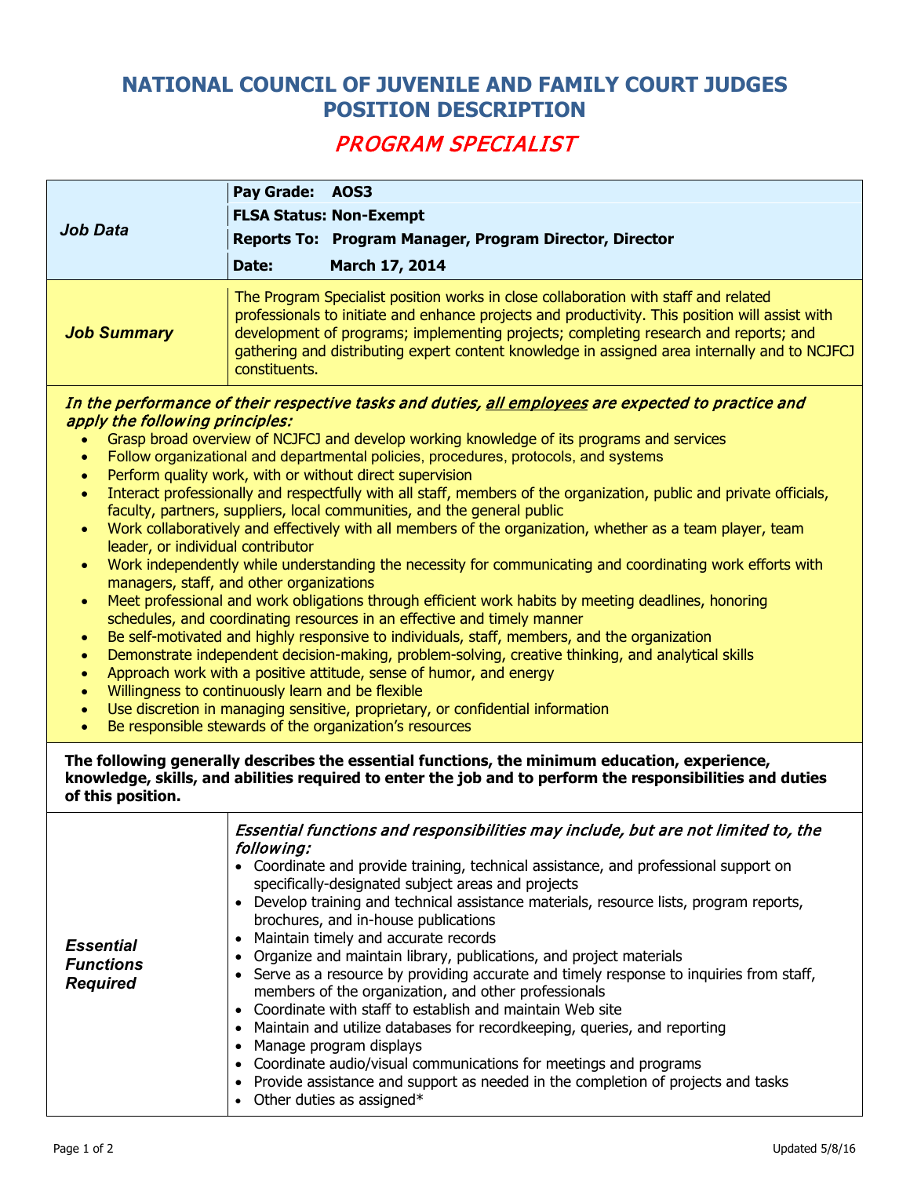# NATIONAL COUNCIL OF JUVENILE AND FAMILY COURT JUDGES POSITION DESCRIPTION

## *PROGRAM SPECIALIST*

| | |
|---|---|
| ***Job Data*** | **Pay Grade:** **AOS3** |
| | **FLSA Status: Non-Exempt** |
| | **Reports To: Program Manager, Program Director, Director** |
| | **Date:** **March 17, 2014** |
| ***Job Summary*** | The Program Specialist position works in close collaboration with staff and related professionals to initiate and enhance projects and productivity. This position will assist with development of programs; implementing projects; completing research and reports; and gathering and distributing expert content knowledge in assigned area internally and to NCJFCJ constituents. |

*In the performance of their respective tasks and duties, all employees are expected to practice and apply the following principles:*

- Grasp broad overview of NCJFCJ and develop working knowledge of its programs and services
- Follow organizational and departmental policies, procedures, protocols, and systems
- Perform quality work, with or without direct supervision
- Interact professionally and respectfully with all staff, members of the organization, public and private officials, faculty, partners, suppliers, local communities, and the general public
- Work collaboratively and effectively with all members of the organization, whether as a team player, team leader, or individual contributor
- Work independently while understanding the necessity for communicating and coordinating work efforts with managers, staff, and other organizations
- Meet professional and work obligations through efficient work habits by meeting deadlines, honoring schedules, and coordinating resources in an effective and timely manner
- Be self-motivated and highly responsive to individuals, staff, members, and the organization
- Demonstrate independent decision-making, problem-solving, creative thinking, and analytical skills
- Approach work with a positive attitude, sense of humor, and energy
- Willingness to continuously learn and be flexible
- Use discretion in managing sensitive, proprietary, or confidential information
- Be responsible stewards of the organization's resources

**The following generally describes the essential functions, the minimum education, experience, knowledge, skills, and abilities required to enter the job and to perform the responsibilities and duties of this position.**

### *Essential Functions Required*

*Essential functions and responsibilities may include, but are not limited to, the following:*

- Coordinate and provide training, technical assistance, and professional support on specifically-designated subject areas and projects
- Develop training and technical assistance materials, resource lists, program reports, brochures, and in-house publications
- Maintain timely and accurate records
- Organize and maintain library, publications, and project materials
- Serve as a resource by providing accurate and timely response to inquiries from staff, members of the organization, and other professionals
- Coordinate with staff to establish and maintain Web site
- Maintain and utilize databases for recordkeeping, queries, and reporting
- Manage program displays
- Coordinate audio/visual communications for meetings and programs
- Provide assistance and support as needed in the completion of projects and tasks
- Other duties as assigned*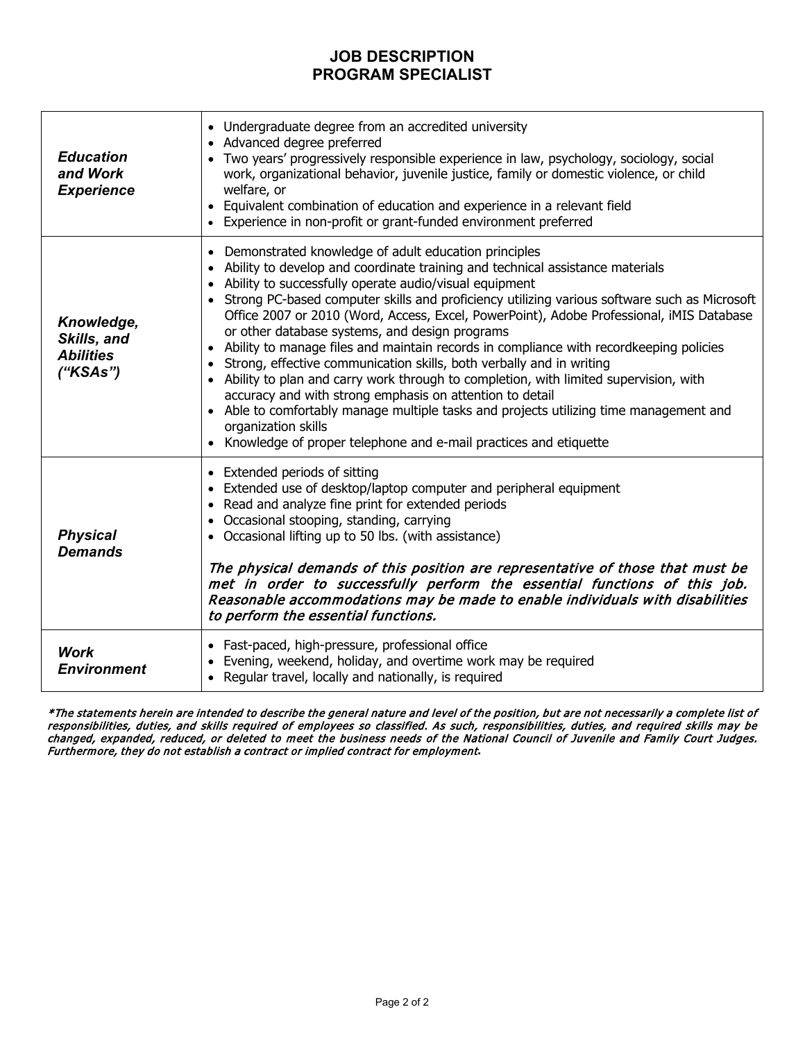# JOB DESCRIPTION
# PROGRAM SPECIALIST

| | |
|---|---|
| ***Education and Work Experience*** | • Undergraduate degree from an accredited university<br>• Advanced degree preferred<br>• Two years' progressively responsible experience in law, psychology, sociology, social work, organizational behavior, juvenile justice, family or domestic violence, or child welfare, or<br>• Equivalent combination of education and experience in a relevant field<br>• Experience in non-profit or grant-funded environment preferred |
| ***Knowledge, Skills, and Abilities ("KSAs")*** | • Demonstrated knowledge of adult education principles<br>• Ability to develop and coordinate training and technical assistance materials<br>• Ability to successfully operate audio/visual equipment<br>• Strong PC-based computer skills and proficiency utilizing various software such as Microsoft Office 2007 or 2010 (Word, Access, Excel, PowerPoint), Adobe Professional, iMIS Database or other database systems, and design programs<br>• Ability to manage files and maintain records in compliance with recordkeeping policies<br>• Strong, effective communication skills, both verbally and in writing<br>• Ability to plan and carry work through to completion, with limited supervision, with accuracy and with strong emphasis on attention to detail<br>• Able to comfortably manage multiple tasks and projects utilizing time management and organization skills<br>• Knowledge of proper telephone and e-mail practices and etiquette |
| ***Physical Demands*** | • Extended periods of sitting<br>• Extended use of desktop/laptop computer and peripheral equipment<br>• Read and analyze fine print for extended periods<br>• Occasional stooping, standing, carrying<br>• Occasional lifting up to 50 lbs. (with assistance)<br><br>*The physical demands of this position are representative of those that must be met in order to successfully perform the essential functions of this job. Reasonable accommodations may be made to enable individuals with disabilities to perform the essential functions.* |
| ***Work Environment*** | • Fast-paced, high-pressure, professional office<br>• Evening, weekend, holiday, and overtime work may be required<br>• Regular travel, locally and nationally, is required |

***The statements herein are intended to describe the general nature and level of the position, but are not necessarily a complete list of responsibilities, duties, and skills required of employees so classified. As such, responsibilities, duties, and required skills may be changed, expanded, reduced, or deleted to meet the business needs of the National Council of Juvenile and Family Court Judges. Furthermore, they do not establish a contract or implied contract for employment.**